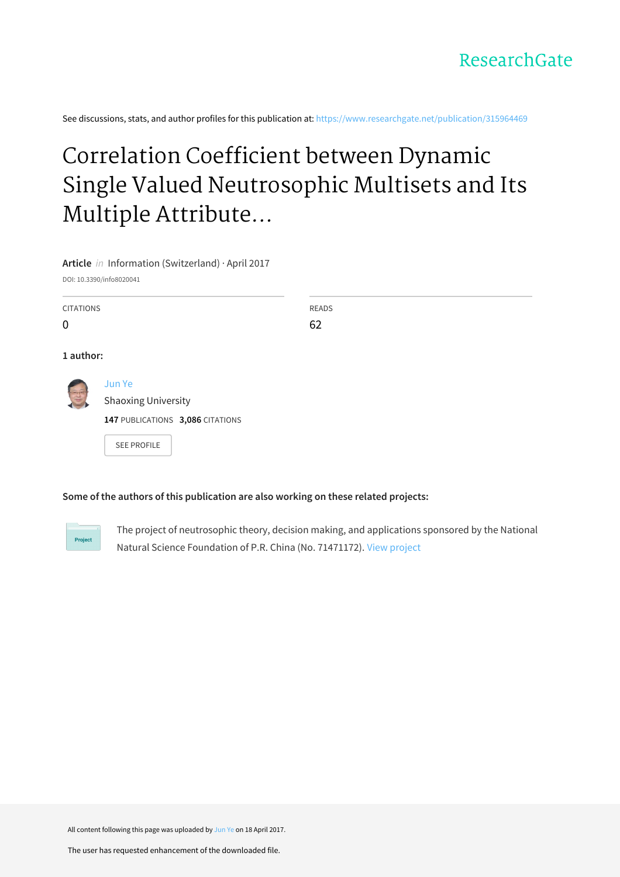ResearchGate

See discussions, stats, and author profiles for this publication at: https://www.researchgate.net/publication/315964469

# Correlation Coefficient between Dynamic Single Valued Neutrosophic Multisets and Its Multiple Attribute...

**Article** *in* Information (Switzerland) · April 2017

DOI: 10.3390/info8020041

| CITATIONS | READS |
| --- | --- |
| 0 | 62 |

**1 author:**

Jun Ye
Shaoxing University
**147** PUBLICATIONS **3,086** CITATIONS

SEE PROFILE

**Some of the authors of this publication are also working on these related projects:**

Project

The project of neutrosophic theory, decision making, and applications sponsored by the National Natural Science Foundation of P.R. China (No. 71471172). View project

All content following this page was uploaded by Jun Ye on 18 April 2017.

The user has requested enhancement of the downloaded file.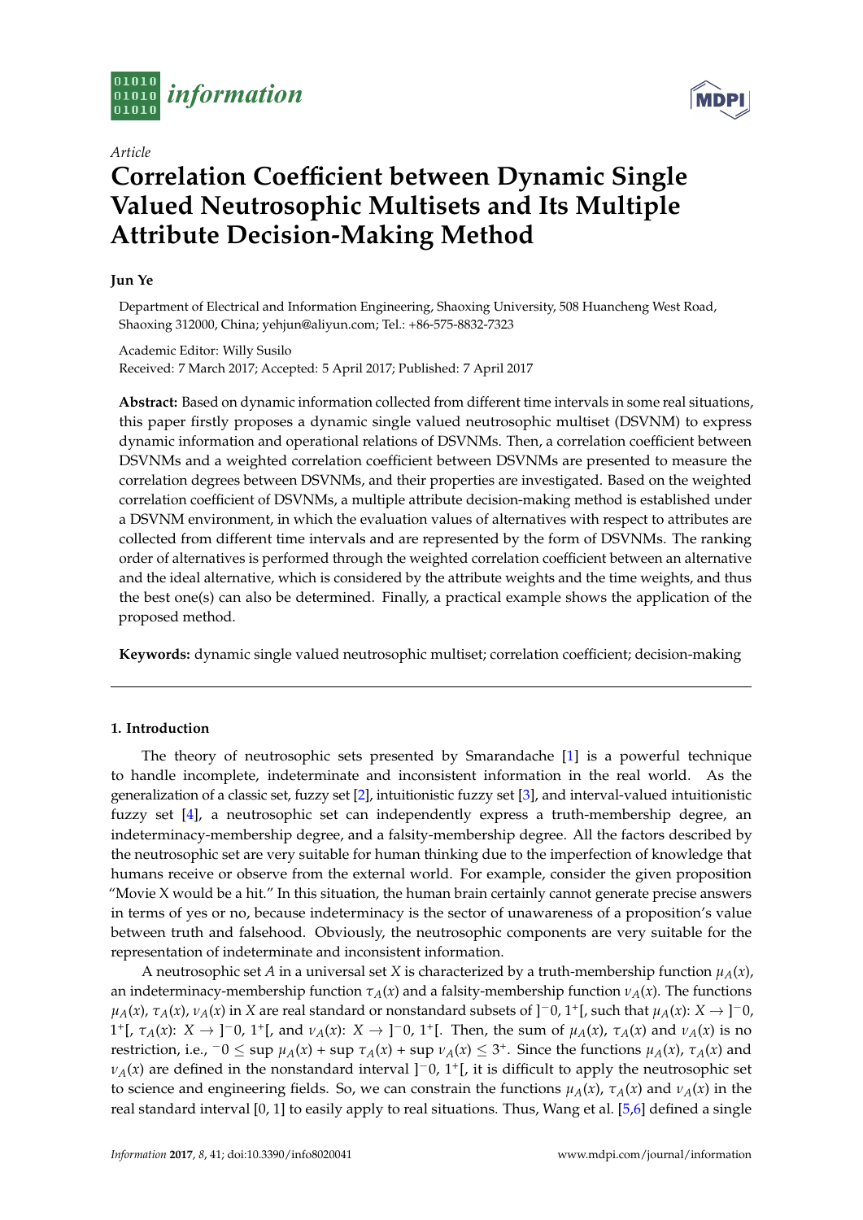# Correlation Coefficient between Dynamic Single Valued Neutrosophic Multisets and Its Multiple Attribute Decision-Making Method

**Jun Ye**

Department of Electrical and Information Engineering, Shaoxing University, 508 Huancheng West Road, Shaoxing 312000, China; yehjun@aliyun.com; Tel.: +86-575-8832-7323

Academic Editor: Willy Susilo
Received: 7 March 2017; Accepted: 5 April 2017; Published: 7 April 2017

**Abstract:** Based on dynamic information collected from different time intervals in some real situations, this paper firstly proposes a dynamic single valued neutrosophic multiset (DSVNM) to express dynamic information and operational relations of DSVNMs. Then, a correlation coefficient between DSVNMs and a weighted correlation coefficient between DSVNMs are presented to measure the correlation degrees between DSVNMs, and their properties are investigated. Based on the weighted correlation coefficient of DSVNMs, a multiple attribute decision-making method is established under a DSVNM environment, in which the evaluation values of alternatives with respect to attributes are collected from different time intervals and are represented by the form of DSVNMs. The ranking order of alternatives is performed through the weighted correlation coefficient between an alternative and the ideal alternative, which is considered by the attribute weights and the time weights, and thus the best one(s) can also be determined. Finally, a practical example shows the application of the proposed method.

**Keywords:** dynamic single valued neutrosophic multiset; correlation coefficient; decision-making

## 1. Introduction

The theory of neutrosophic sets presented by Smarandache [1] is a powerful technique to handle incomplete, indeterminate and inconsistent information in the real world. As the generalization of a classic set, fuzzy set [2], intuitionistic fuzzy set [3], and interval-valued intuitionistic fuzzy set [4], a neutrosophic set can independently express a truth-membership degree, an indeterminacy-membership degree, and a falsity-membership degree. All the factors described by the neutrosophic set are very suitable for human thinking due to the imperfection of knowledge that humans receive or observe from the external world. For example, consider the given proposition "Movie X would be a hit." In this situation, the human brain certainly cannot generate precise answers in terms of yes or no, because indeterminacy is the sector of unawareness of a proposition's value between truth and falsehood. Obviously, the neutrosophic components are very suitable for the representation of indeterminate and inconsistent information.

A neutrosophic set $A$ in a universal set $X$ is characterized by a truth-membership function $\mu_A(x)$, an indeterminacy-membership function $\tau_A(x)$ and a falsity-membership function $\nu_A(x)$. The functions $\mu_A(x)$, $\tau_A(x)$, $\nu_A(x)$ in $X$ are real standard or nonstandard subsets of $]^-0, 1^+[$, such that $\mu_A(x)$: $X \to ]^-0, 1^+[$, $\tau_A(x)$: $X \to ]^-0, 1^+[$, and $\nu_A(x)$: $X \to ]^-0, 1^+[$. Then, the sum of $\mu_A(x)$, $\tau_A(x)$ and $\nu_A(x)$ is no restriction, i.e., $^-0 \leq \sup \mu_A(x) + \sup \tau_A(x) + \sup \nu_A(x) \leq 3^+$. Since the functions $\mu_A(x)$, $\tau_A(x)$ and $\nu_A(x)$ are defined in the nonstandard interval $]^-0, 1^+[$, it is difficult to apply the neutrosophic set to science and engineering fields. So, we can constrain the functions $\mu_A(x)$, $\tau_A(x)$ and $\nu_A(x)$ in the real standard interval [0, 1] to easily apply to real situations. Thus, Wang et al. [5,6] defined a single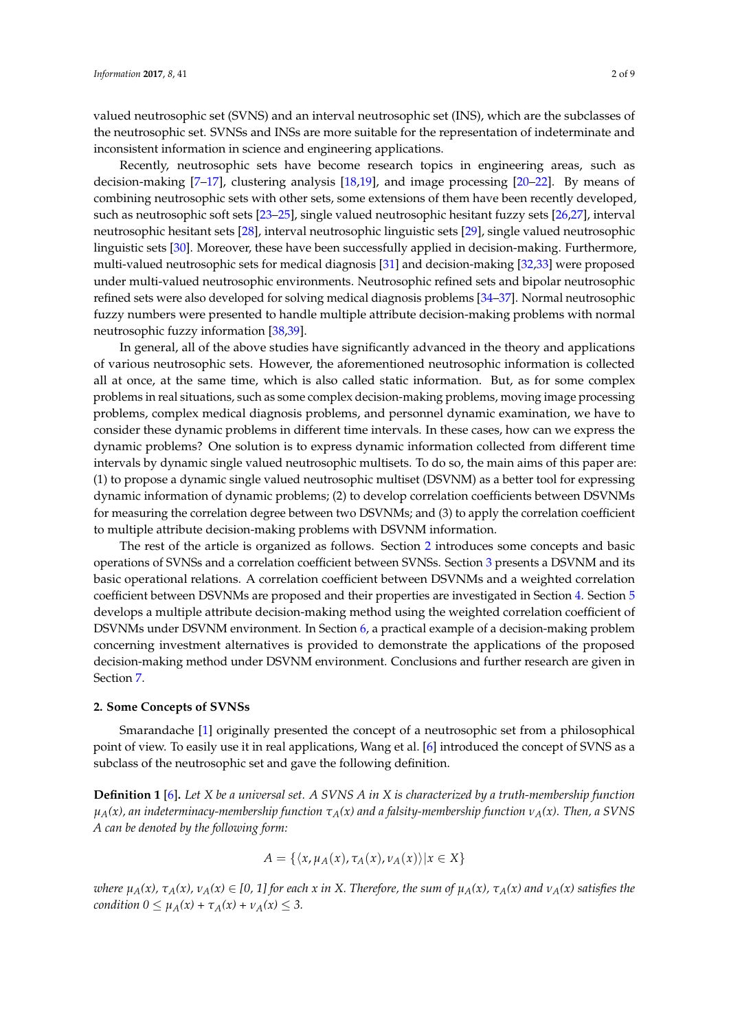valued neutrosophic set (SVNS) and an interval neutrosophic set (INS), which are the subclasses of the neutrosophic set. SVNSs and INSs are more suitable for the representation of indeterminate and inconsistent information in science and engineering applications.

Recently, neutrosophic sets have become research topics in engineering areas, such as decision-making [7–17], clustering analysis [18,19], and image processing [20–22]. By means of combining neutrosophic sets with other sets, some extensions of them have been recently developed, such as neutrosophic soft sets [23–25], single valued neutrosophic hesitant fuzzy sets [26,27], interval neutrosophic hesitant sets [28], interval neutrosophic linguistic sets [29], single valued neutrosophic linguistic sets [30]. Moreover, these have been successfully applied in decision-making. Furthermore, multi-valued neutrosophic sets for medical diagnosis [31] and decision-making [32,33] were proposed under multi-valued neutrosophic environments. Neutrosophic refined sets and bipolar neutrosophic refined sets were also developed for solving medical diagnosis problems [34–37]. Normal neutrosophic fuzzy numbers were presented to handle multiple attribute decision-making problems with normal neutrosophic fuzzy information [38,39].

In general, all of the above studies have significantly advanced in the theory and applications of various neutrosophic sets. However, the aforementioned neutrosophic information is collected all at once, at the same time, which is also called static information. But, as for some complex problems in real situations, such as some complex decision-making problems, moving image processing problems, complex medical diagnosis problems, and personnel dynamic examination, we have to consider these dynamic problems in different time intervals. In these cases, how can we express the dynamic problems? One solution is to express dynamic information collected from different time intervals by dynamic single valued neutrosophic multisets. To do so, the main aims of this paper are: (1) to propose a dynamic single valued neutrosophic multiset (DSVNM) as a better tool for expressing dynamic information of dynamic problems; (2) to develop correlation coefficients between DSVNMs for measuring the correlation degree between two DSVNMs; and (3) to apply the correlation coefficient to multiple attribute decision-making problems with DSVNM information.

The rest of the article is organized as follows. Section 2 introduces some concepts and basic operations of SVNSs and a correlation coefficient between SVNSs. Section 3 presents a DSVNM and its basic operational relations. A correlation coefficient between DSVNMs and a weighted correlation coefficient between DSVNMs are proposed and their properties are investigated in Section 4. Section 5 develops a multiple attribute decision-making method using the weighted correlation coefficient of DSVNMs under DSVNM environment. In Section 6, a practical example of a decision-making problem concerning investment alternatives is provided to demonstrate the applications of the proposed decision-making method under DSVNM environment. Conclusions and further research are given in Section 7.

## 2. Some Concepts of SVNSs

Smarandache [1] originally presented the concept of a neutrosophic set from a philosophical point of view. To easily use it in real applications, Wang et al. [6] introduced the concept of SVNS as a subclass of the neutrosophic set and gave the following definition.

**Definition 1** [6]**.** *Let X be a universal set. A SVNS A in X is characterized by a truth-membership function $\mu_A(x)$, an indeterminacy-membership function $\tau_A(x)$ and a falsity-membership function $\nu_A(x)$. Then, a SVNS A can be denoted by the following form:*

$$A = \{\langle x, \mu_A(x), \tau_A(x), \nu_A(x)\rangle | x \in X\}$$

*where $\mu_A(x)$, $\tau_A(x)$, $\nu_A(x) \in [0, 1]$ for each x in X. Therefore, the sum of $\mu_A(x)$, $\tau_A(x)$ and $\nu_A(x)$ satisfies the condition $0 \leq \mu_A(x) + \tau_A(x) + \nu_A(x) \leq 3$.*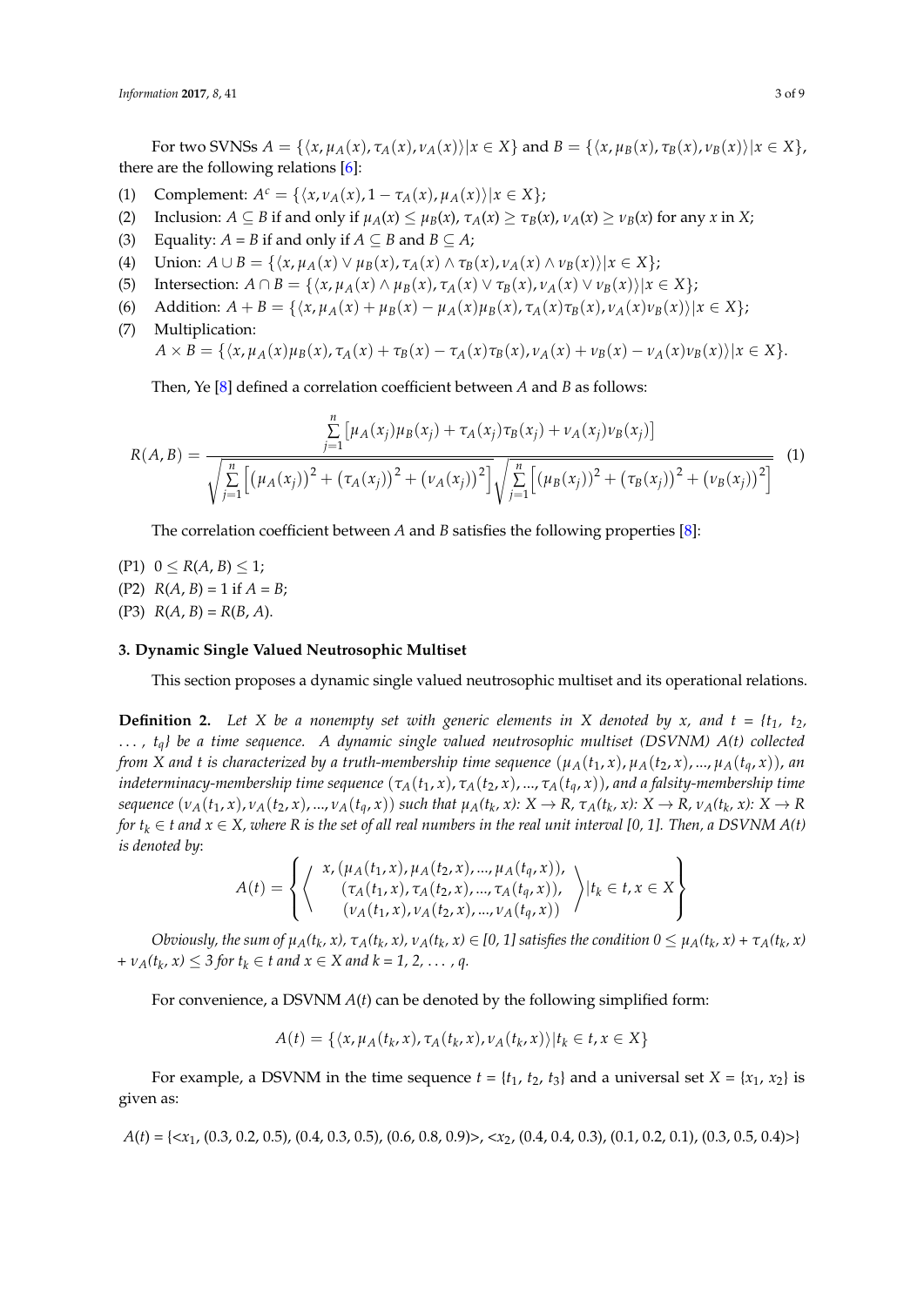For two SVNSs $A = \{\langle x, \mu_A(x), \tau_A(x), \nu_A(x)\rangle | x \in X\}$ and $B = \{\langle x, \mu_B(x), \tau_B(x), \nu_B(x)\rangle | x \in X\}$, there are the following relations [6]:

(1) Complement: $A^c = \{\langle x, \nu_A(x), 1 - \tau_A(x), \mu_A(x)\rangle | x \in X\}$;

(2) Inclusion: $A \subseteq B$ if and only if $\mu_A(x) \leq \mu_B(x)$, $\tau_A(x) \geq \tau_B(x)$, $\nu_A(x) \geq \nu_B(x)$ for any $x$ in $X$;

(3) Equality: $A = B$ if and only if $A \subseteq B$ and $B \subseteq A$;

(4) Union: $A \cup B = \{\langle x, \mu_A(x) \vee \mu_B(x), \tau_A(x) \wedge \tau_B(x), \nu_A(x) \wedge \nu_B(x)\rangle | x \in X\}$;

(5) Intersection: $A \cap B = \{\langle x, \mu_A(x) \wedge \mu_B(x), \tau_A(x) \vee \tau_B(x), \nu_A(x) \vee \nu_B(x)\rangle | x \in X\}$;

(6) Addition: $A + B = \{\langle x, \mu_A(x) + \mu_B(x) - \mu_A(x)\mu_B(x), \tau_A(x)\tau_B(x), \nu_A(x)\nu_B(x)\rangle | x \in X\}$;

(7) Multiplication:
$A \times B = \{\langle x, \mu_A(x)\mu_B(x), \tau_A(x) + \tau_B(x) - \tau_A(x)\tau_B(x), \nu_A(x) + \nu_B(x) - \nu_A(x)\nu_B(x)\rangle | x \in X\}$.

Then, Ye [8] defined a correlation coefficient between $A$ and $B$ as follows:

$$R(A,B) = \frac{\sum_{j=1}^{n}\left[\mu_A(x_j)\mu_B(x_j) + \tau_A(x_j)\tau_B(x_j) + \nu_A(x_j)\nu_B(x_j)\right]}{\sqrt{\sum_{j=1}^{n}\left[(\mu_A(x_j))^2 + (\tau_A(x_j))^2 + (\nu_A(x_j))^2\right]}\sqrt{\sum_{j=1}^{n}\left[(\mu_B(x_j))^2 + (\tau_B(x_j))^2 + (\nu_B(x_j))^2\right]}} \quad (1)$$

The correlation coefficient between $A$ and $B$ satisfies the following properties [8]:

(P1) $0 \leq R(A, B) \leq 1$;

(P2) $R(A, B) = 1$ if $A = B$;

(P3) $R(A, B) = R(B, A)$.

### 3. Dynamic Single Valued Neutrosophic Multiset

This section proposes a dynamic single valued neutrosophic multiset and its operational relations.

**Definition 2.** *Let $X$ be a nonempty set with generic elements in $X$ denoted by $x$, and $t = \{t_1, t_2, \ldots, t_q\}$ be a time sequence. A dynamic single valued neutrosophic multiset (DSVNM) $A(t)$ collected from $X$ and $t$ is characterized by a truth-membership time sequence $(\mu_A(t_1, x), \mu_A(t_2, x), \ldots, \mu_A(t_q, x))$, an indeterminacy-membership time sequence $(\tau_A(t_1, x), \tau_A(t_2, x), \ldots, \tau_A(t_q, x))$, and a falsity-membership time sequence $(\nu_A(t_1, x), \nu_A(t_2, x), \ldots, \nu_A(t_q, x))$ such that $\mu_A(t_k, x): X \to R$, $\tau_A(t_k, x): X \to R$, $\nu_A(t_k, x): X \to R$ for $t_k \in t$ and $x \in X$, where $R$ is the set of all real numbers in the real unit interval [0, 1]. Then, a DSVNM $A(t)$ is denoted by:*

$$A(t) = \left\{ \left\langle \begin{array}{c} x, (\mu_A(t_1, x), \mu_A(t_2, x), \ldots, \mu_A(t_q, x)), \\ (\tau_A(t_1, x), \tau_A(t_2, x), \ldots, \tau_A(t_q, x)), \\ (\nu_A(t_1, x), \nu_A(t_2, x), \ldots, \nu_A(t_q, x)) \end{array} \right\rangle | t_k \in t, x \in X \right\}$$

*Obviously, the sum of $\mu_A(t_k, x), \tau_A(t_k, x), \nu_A(t_k, x) \in [0, 1]$ satisfies the condition $0 \leq \mu_A(t_k, x) + \tau_A(t_k, x) + \nu_A(t_k, x) \leq 3$ for $t_k \in t$ and $x \in X$ and $k = 1, 2, \ldots, q$.*

For convenience, a DSVNM $A(t)$ can be denoted by the following simplified form:

$$A(t) = \{\langle x, \mu_A(t_k, x), \tau_A(t_k, x), \nu_A(t_k, x)\rangle | t_k \in t, x \in X\}$$

For example, a DSVNM in the time sequence $t = \{t_1, t_2, t_3\}$ and a universal set $X = \{x_1, x_2\}$ is given as:

$A(t) = \{<x_1, (0.3, 0.2, 0.5), (0.4, 0.3, 0.5), (0.6, 0.8, 0.9)>, <x_2, (0.4, 0.4, 0.3), (0.1, 0.2, 0.1), (0.3, 0.5, 0.4)>\}$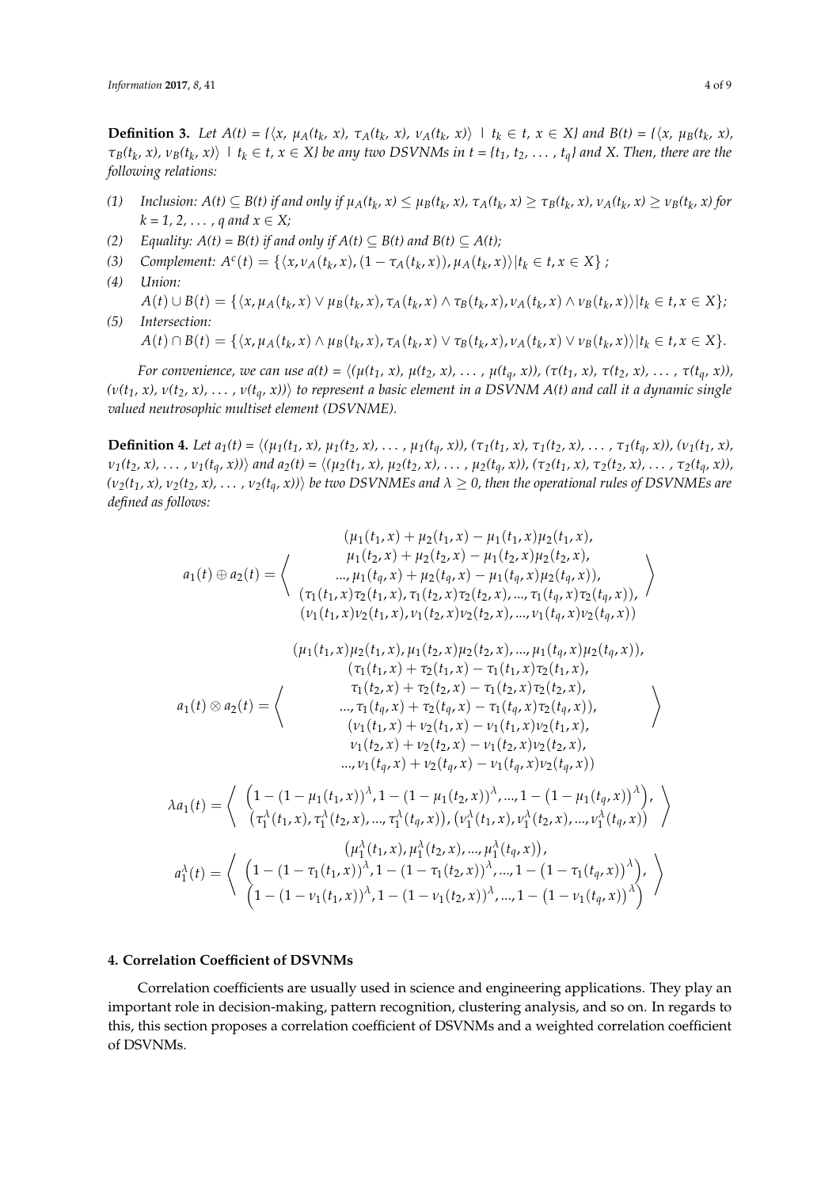**Definition 3.** *Let $A(t) = \{\langle x, \mu_A(t_k, x), \tau_A(t_k, x), \nu_A(t_k, x)\rangle \mid t_k \in t, x \in X\}$ and $B(t) = \{\langle x, \mu_B(t_k, x), \tau_B(t_k, x), \nu_B(t_k, x)\rangle \mid t_k \in t, x \in X\}$ be any two DSVNMs in $t = \{t_1, t_2, \ldots, t_q\}$ and X. Then, there are the following relations:*

1. *Inclusion: $A(t) \subseteq B(t)$ if and only if $\mu_A(t_k, x) \leq \mu_B(t_k, x)$, $\tau_A(t_k, x) \geq \tau_B(t_k, x)$, $\nu_A(t_k, x) \geq \nu_B(t_k, x)$ for $k = 1, 2, \ldots, q$ and $x \in X$;*
2. *Equality: $A(t) = B(t)$ if and only if $A(t) \subseteq B(t)$ and $B(t) \subseteq A(t)$;*
3. *Complement: $A^c(t) = \{\langle x, \nu_A(t_k, x), (1 - \tau_A(t_k, x)), \mu_A(t_k, x)\rangle | t_k \in t, x \in X\}$ ;*
4. *Union:*
   $A(t) \cup B(t) = \{\langle x, \mu_A(t_k, x) \vee \mu_B(t_k, x), \tau_A(t_k, x) \wedge \tau_B(t_k, x), \nu_A(t_k, x) \wedge \nu_B(t_k, x)\rangle | t_k \in t, x \in X\}$;
5. *Intersection:*
   $A(t) \cap B(t) = \{\langle x, \mu_A(t_k, x) \wedge \mu_B(t_k, x), \tau_A(t_k, x) \vee \tau_B(t_k, x), \nu_A(t_k, x) \vee \nu_B(t_k, x)\rangle | t_k \in t, x \in X\}$.

*For convenience, we can use $a(t) = \langle(\mu(t_1, x), \mu(t_2, x), \ldots, \mu(t_q, x)), (\tau(t_1, x), \tau(t_2, x), \ldots, \tau(t_q, x)), (\nu(t_1, x), \nu(t_2, x), \ldots, \nu(t_q, x))\rangle$ to represent a basic element in a DSVNM $A(t)$ and call it a dynamic single valued neutrosophic multiset element (DSVNME).*

**Definition 4.** *Let $a_1(t) = \langle(\mu_1(t_1, x), \mu_1(t_2, x), \ldots, \mu_1(t_q, x)), (\tau_1(t_1, x), \tau_1(t_2, x), \ldots, \tau_1(t_q, x)), (\nu_1(t_1, x), \nu_1(t_2, x), \ldots, \nu_1(t_q, x))\rangle$ and $a_2(t) = \langle(\mu_2(t_1, x), \mu_2(t_2, x), \ldots, \mu_2(t_q, x)), (\tau_2(t_1, x), \tau_2(t_2, x), \ldots, \tau_2(t_q, x)), (\nu_2(t_1, x), \nu_2(t_2, x), \ldots, \nu_2(t_q, x))\rangle$ be two DSVNMEs and $\lambda \geq 0$, then the operational rules of DSVNMEs are defined as follows:*

$$a_1(t) \oplus a_2(t) = \left\langle \begin{array}{c} (\mu_1(t_1, x) + \mu_2(t_1, x) - \mu_1(t_1, x)\mu_2(t_1, x), \\ \mu_1(t_2, x) + \mu_2(t_2, x) - \mu_1(t_2, x)\mu_2(t_2, x), \\ ..., \mu_1(t_q, x) + \mu_2(t_q, x) - \mu_1(t_q, x)\mu_2(t_q, x)), \\ (\tau_1(t_1, x)\tau_2(t_1, x), \tau_1(t_2, x)\tau_2(t_2, x), ..., \tau_1(t_q, x)\tau_2(t_q, x)), \\ (\nu_1(t_1, x)\nu_2(t_1, x), \nu_1(t_2, x)\nu_2(t_2, x), ..., \nu_1(t_q, x)\nu_2(t_q, x)) \end{array} \right\rangle$$

$$a_1(t) \otimes a_2(t) = \left\langle \begin{array}{c} (\mu_1(t_1, x)\mu_2(t_1, x), \mu_1(t_2, x)\mu_2(t_2, x), ..., \mu_1(t_q, x)\mu_2(t_q, x)), \\ (\tau_1(t_1, x) + \tau_2(t_1, x) - \tau_1(t_1, x)\tau_2(t_1, x), \\ \tau_1(t_2, x) + \tau_2(t_2, x) - \tau_1(t_2, x)\tau_2(t_2, x), \\ ..., \tau_1(t_q, x) + \tau_2(t_q, x) - \tau_1(t_q, x)\tau_2(t_q, x)), \\ (\nu_1(t_1, x) + \nu_2(t_1, x) - \nu_1(t_1, x)\nu_2(t_1, x), \\ \nu_1(t_2, x) + \nu_2(t_2, x) - \nu_1(t_2, x)\nu_2(t_2, x), \\ ..., \nu_1(t_q, x) + \nu_2(t_q, x) - \nu_1(t_q, x)\nu_2(t_q, x)) \end{array} \right\rangle$$

$$\lambda a_1(t) = \left\langle \begin{array}{c} \left(1 - (1 - \mu_1(t_1, x))^\lambda, 1 - (1 - \mu_1(t_2, x))^\lambda, ..., 1 - (1 - \mu_1(t_q, x))^\lambda\right), \\ \left(\tau_1^\lambda(t_1, x), \tau_1^\lambda(t_2, x), ..., \tau_1^\lambda(t_q, x)\right), \left(\nu_1^\lambda(t_1, x), \nu_1^\lambda(t_2, x), ..., \nu_1^\lambda(t_q, x)\right) \end{array} \right\rangle$$

$$a_1^\lambda(t) = \left\langle \begin{array}{c} \left(\mu_1^\lambda(t_1, x), \mu_1^\lambda(t_2, x), ..., \mu_1^\lambda(t_q, x)\right), \\ \left(1 - (1 - \tau_1(t_1, x))^\lambda, 1 - (1 - \tau_1(t_2, x))^\lambda, ..., 1 - (1 - \tau_1(t_q, x))^\lambda\right), \\ \left(1 - (1 - \nu_1(t_1, x))^\lambda, 1 - (1 - \nu_1(t_2, x))^\lambda, ..., 1 - (1 - \nu_1(t_q, x))^\lambda\right) \end{array} \right\rangle$$

## 4. Correlation Coefficient of DSVNMs

Correlation coefficients are usually used in science and engineering applications. They play an important role in decision-making, pattern recognition, clustering analysis, and so on. In regards to this, this section proposes a correlation coefficient of DSVNMs and a weighted correlation coefficient of DSVNMs.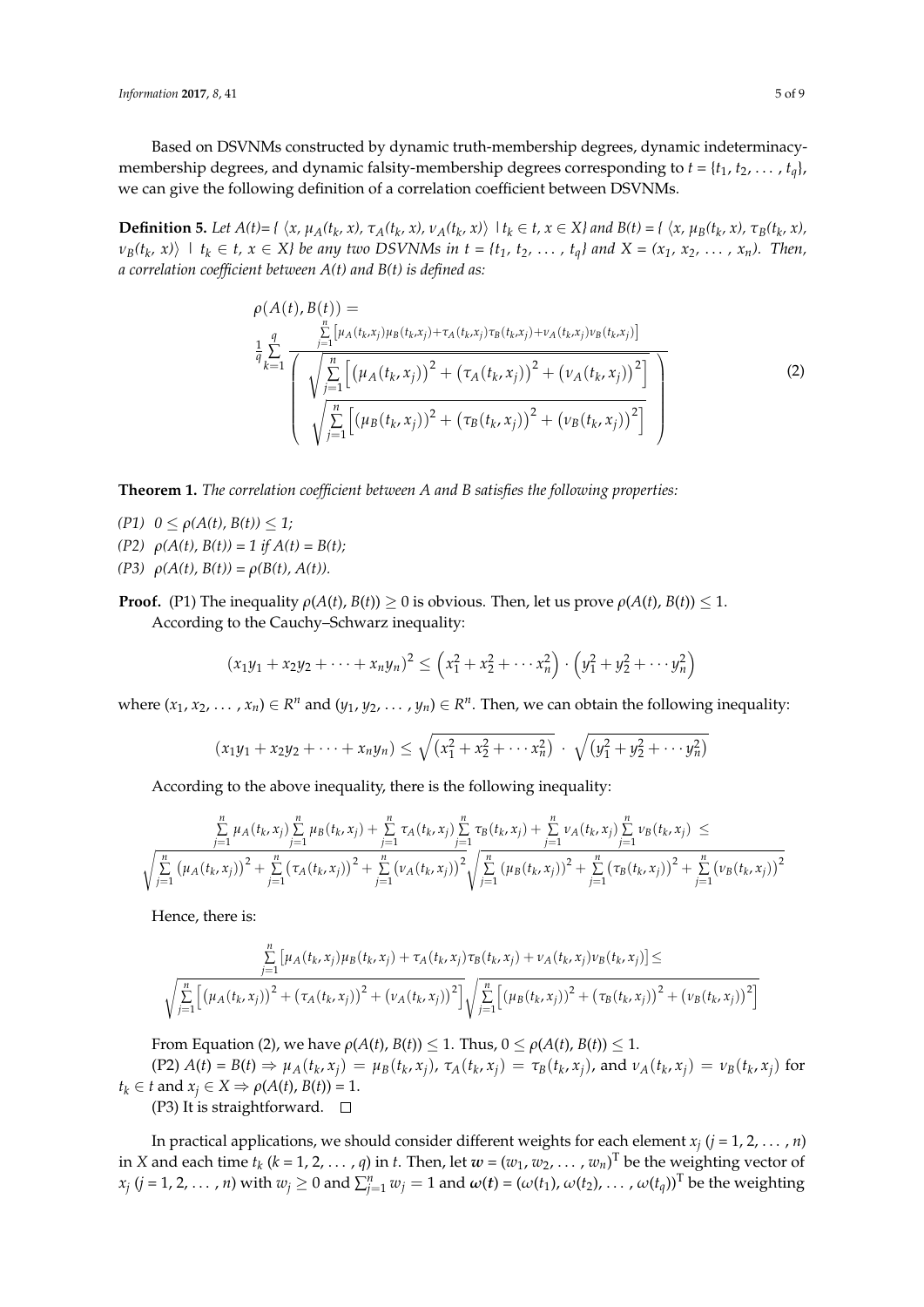Based on DSVNMs constructed by dynamic truth-membership degrees, dynamic indeterminacy-membership degrees, and dynamic falsity-membership degrees corresponding to $t = \{t_1, t_2, \ldots, t_q\}$, we can give the following definition of a correlation coefficient between DSVNMs.

**Definition 5.** *Let $A(t) = \{\langle x, \mu_A(t_k, x), \tau_A(t_k, x), \nu_A(t_k, x)\rangle \mid t_k \in t, x \in X\}$ and $B(t) = \{\langle x, \mu_B(t_k, x), \tau_B(t_k, x), \nu_B(t_k, x)\rangle \mid t_k \in t, x \in X\}$ be any two DSVNMs in $t = \{t_1, t_2, \ldots, t_q\}$ and $X = (x_1, x_2, \ldots, x_n)$. Then, a correlation coefficient between $A(t)$ and $B(t)$ is defined as:*

$$
\rho(A(t), B(t)) = \frac{1}{q}\sum_{k=1}^{q} \frac{\sum_{j=1}^{n}\left[\mu_A(t_k,x_j)\mu_B(t_k,x_j)+\tau_A(t_k,x_j)\tau_B(t_k,x_j)+\nu_A(t_k,x_j)\nu_B(t_k,x_j)\right]}{\left(\begin{array}{c}\sqrt{\sum_{j=1}^{n}\left[\left(\mu_A(t_k,x_j)\right)^2+\left(\tau_A(t_k,x_j)\right)^2+\left(\nu_A(t_k,x_j)\right)^2\right]} \\ \sqrt{\sum_{j=1}^{n}\left[\left(\mu_B(t_k,x_j)\right)^2+\left(\tau_B(t_k,x_j)\right)^2+\left(\nu_B(t_k,x_j)\right)^2\right]}\end{array}\right)} \tag{2}
$$

**Theorem 1.** *The correlation coefficient between A and B satisfies the following properties:*

*(P1) $0 \leq \rho(A(t), B(t)) \leq 1$;*
*(P2) $\rho(A(t), B(t)) = 1$ if $A(t) = B(t)$;*
*(P3) $\rho(A(t), B(t)) = \rho(B(t), A(t))$.*

**Proof.** (P1) The inequality $\rho(A(t), B(t)) \geq 0$ is obvious. Then, let us prove $\rho(A(t), B(t)) \leq 1$.

According to the Cauchy–Schwarz inequality:

$$
(x_1y_1 + x_2y_2 + \cdots + x_ny_n)^2 \leq \left(x_1^2 + x_2^2 + \cdots x_n^2\right)\cdot\left(y_1^2 + y_2^2 + \cdots y_n^2\right)
$$

where $(x_1, x_2, \ldots, x_n) \in R^n$ and $(y_1, y_2, \ldots, y_n) \in R^n$. Then, we can obtain the following inequality:

$$
(x_1y_1 + x_2y_2 + \cdots + x_ny_n) \leq \sqrt{\left(x_1^2 + x_2^2 + \cdots x_n^2\right)}\cdot\sqrt{\left(y_1^2 + y_2^2 + \cdots y_n^2\right)}
$$

According to the above inequality, there is the following inequality:

$$
\frac{\sum_{j=1}^{n}\mu_A(t_k,x_j)\sum_{j=1}^{n}\mu_B(t_k,x_j) + \sum_{j=1}^{n}\tau_A(t_k,x_j)\sum_{j=1}^{n}\tau_B(t_k,x_j) + \sum_{j=1}^{n}\nu_A(t_k,x_j)\sum_{j=1}^{n}\nu_B(t_k,x_j)}{\sqrt{\sum_{j=1}^{n}\left(\mu_A(t_k,x_j)\right)^2+\sum_{j=1}^{n}\left(\tau_A(t_k,x_j)\right)^2+\sum_{j=1}^{n}\left(\nu_A(t_k,x_j)\right)^2}\sqrt{\sum_{j=1}^{n}\left(\mu_B(t_k,x_j)\right)^2+\sum_{j=1}^{n}\left(\tau_B(t_k,x_j)\right)^2+\sum_{j=1}^{n}\left(\nu_B(t_k,x_j)\right)^2}} \leq
$$

Hence, there is:

$$
\frac{\sum_{j=1}^{n}\left[\mu_A(t_k,x_j)\mu_B(t_k,x_j)+\tau_A(t_k,x_j)\tau_B(t_k,x_j)+\nu_A(t_k,x_j)\nu_B(t_k,x_j)\right]}{\sqrt{\sum_{j=1}^{n}\left[\left(\mu_A(t_k,x_j)\right)^2+\left(\tau_A(t_k,x_j)\right)^2+\left(\nu_A(t_k,x_j)\right)^2\right]}\sqrt{\sum_{j=1}^{n}\left[\left(\mu_B(t_k,x_j)\right)^2+\left(\tau_B(t_k,x_j)\right)^2+\left(\nu_B(t_k,x_j)\right)^2\right]}} \leq
$$

From Equation (2), we have $\rho(A(t), B(t)) \leq 1$. Thus, $0 \leq \rho(A(t), B(t)) \leq 1$.

(P2) $A(t) = B(t) \Rightarrow \mu_A(t_k, x_j) = \mu_B(t_k, x_j)$, $\tau_A(t_k, x_j) = \tau_B(t_k, x_j)$, and $\nu_A(t_k, x_j) = \nu_B(t_k, x_j)$ for $t_k \in t$ and $x_j \in X \Rightarrow \rho(A(t), B(t)) = 1$.

(P3) It is straightforward. □

In practical applications, we should consider different weights for each element $x_j$ ($j = 1, 2, \ldots, n$) in $X$ and each time $t_k$ ($k = 1, 2, \ldots, q$) in $t$. Then, let $\boldsymbol{w} = (w_1, w_2, \ldots, w_n)^T$ be the weighting vector of $x_j$ ($j = 1, 2, \ldots, n$) with $w_j \geq 0$ and $\sum_{j=1}^{n} w_j = 1$ and $\boldsymbol{\omega}(\boldsymbol{t}) = (\omega(t_1), \omega(t_2), \ldots, \omega(t_q))^T$ be the weighting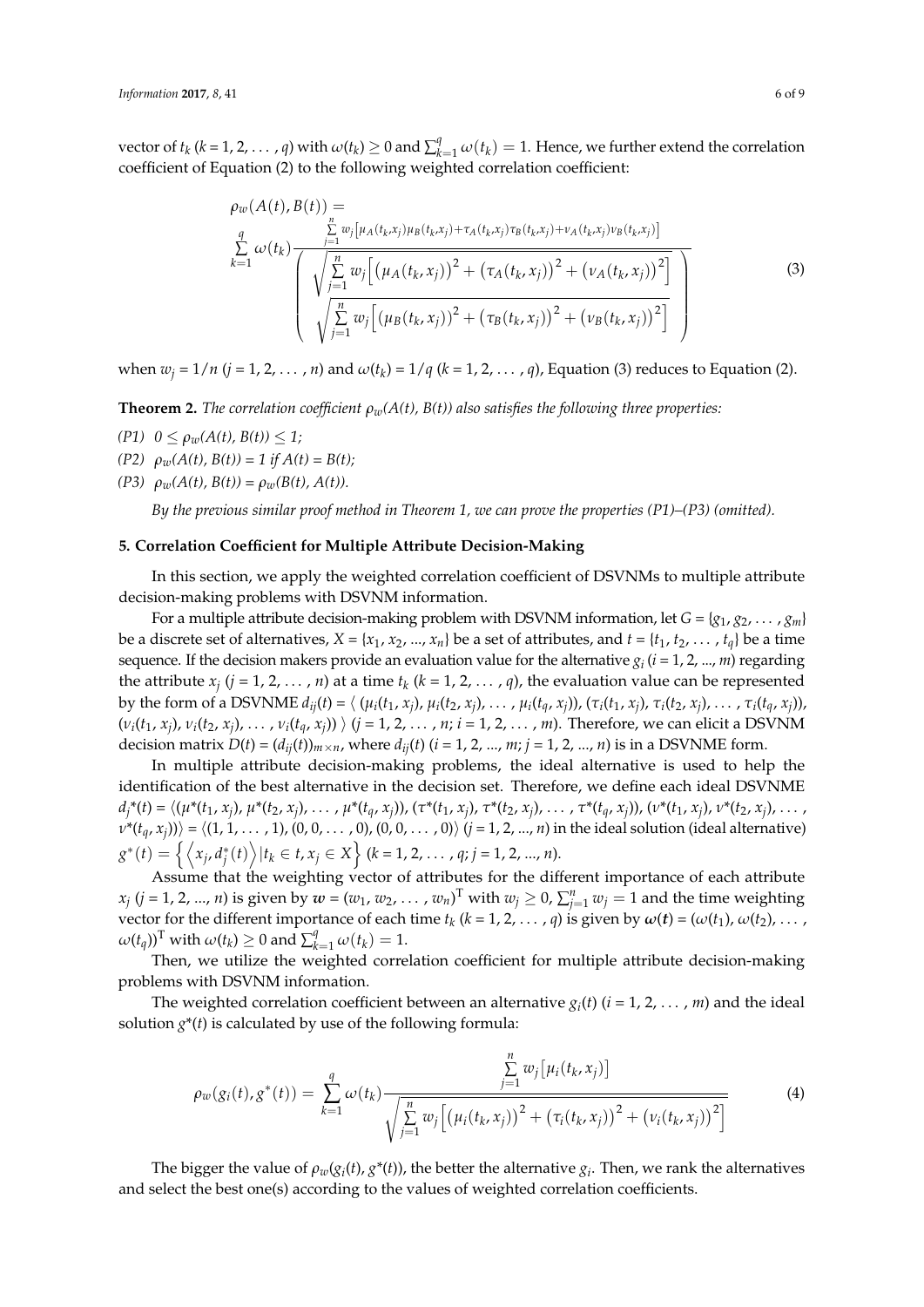vector of $t_k$ ($k$ = 1, 2, ... , $q$) with $\omega(t_k) \geq 0$ and $\sum_{k=1}^{q} \omega(t_k) = 1$. Hence, we further extend the correlation coefficient of Equation (2) to the following weighted correlation coefficient:

$$
\rho_w(A(t), B(t)) = \sum_{k=1}^{q} \omega(t_k) \frac{\sum_{j=1}^{n} w_j \left[ \mu_A(t_k, x_j)\mu_B(t_k, x_j) + \tau_A(t_k, x_j)\tau_B(t_k, x_j) + \nu_A(t_k, x_j)\nu_B(t_k, x_j) \right]}{\left( \begin{array}{c} \sqrt{\sum_{j=1}^{n} w_j \left[ \left( \mu_A(t_k, x_j) \right)^2 + \left( \tau_A(t_k, x_j) \right)^2 + \left( \nu_A(t_k, x_j) \right)^2 \right]} \\ \sqrt{\sum_{j=1}^{n} w_j \left[ \left( \mu_B(t_k, x_j) \right)^2 + \left( \tau_B(t_k, x_j) \right)^2 + \left( \nu_B(t_k, x_j) \right)^2 \right]} \end{array} \right)} \tag{3}
$$

when $w_j = 1/n$ ($j$ = 1, 2, ... , $n$) and $\omega(t_k) = 1/q$ ($k$ = 1, 2, ... , $q$), Equation (3) reduces to Equation (2).

**Theorem 2.** *The correlation coefficient $\rho_w(A(t), B(t))$ also satisfies the following three properties:*

*(P1)* $0 \leq \rho_w(A(t), B(t)) \leq 1$;

*(P2)* $\rho_w(A(t), B(t)) = 1$ *if* $A(t) = B(t)$;

*(P3)* $\rho_w(A(t), B(t)) = \rho_w(B(t), A(t))$.

*By the previous similar proof method in Theorem 1, we can prove the properties (P1)–(P3) (omitted).*

## 5. Correlation Coefficient for Multiple Attribute Decision-Making

In this section, we apply the weighted correlation coefficient of DSVNMs to multiple attribute decision-making problems with DSVNM information.

For a multiple attribute decision-making problem with DSVNM information, let $G = \{g_1, g_2, \ldots, g_m\}$ be a discrete set of alternatives, $X = \{x_1, x_2, \ldots, x_n\}$ be a set of attributes, and $t = \{t_1, t_2, \ldots, t_q\}$ be a time sequence. If the decision makers provide an evaluation value for the alternative $g_i$ ($i$ = 1, 2, ..., $m$) regarding the attribute $x_j$ ($j$ = 1, 2, ... , $n$) at a time $t_k$ ($k$ = 1, 2, ... , $q$), the evaluation value can be represented by the form of a DSVNME $d_{ij}(t) = \langle (\mu_i(t_1, x_j), \mu_i(t_2, x_j), \ldots, \mu_i(t_q, x_j)), (\tau_i(t_1, x_j), \tau_i(t_2, x_j), \ldots, \tau_i(t_q, x_j)),$ $(\nu_i(t_1, x_j), \nu_i(t_2, x_j), \ldots, \nu_i(t_q, x_j)) \rangle$ ($j$ = 1, 2, ... , $n$; $i$ = 1, 2, ... , $m$). Therefore, we can elicit a DSVNM decision matrix $D(t) = (d_{ij}(t))_{m \times n}$, where $d_{ij}(t)$ ($i$ = 1, 2, ..., $m$; $j$ = 1, 2, ..., $n$) is in a DSVNME form.

In multiple attribute decision-making problems, the ideal alternative is used to help the identification of the best alternative in the decision set. Therefore, we define each ideal DSVNME $d_j^*(t) = \langle (\mu^*(t_1, x_j), \mu^*(t_2, x_j), \ldots, \mu^*(t_q, x_j)), (\tau^*(t_1, x_j), \tau^*(t_2, x_j), \ldots, \tau^*(t_q, x_j)), (\nu^*(t_1, x_j), \nu^*(t_2, x_j), \ldots,$ $\nu^*(t_q, x_j)) \rangle = \langle (1, 1, \ldots, 1), (0, 0, \ldots, 0), (0, 0, \ldots, 0) \rangle$ ($j$ = 1, 2, ..., $n$) in the ideal solution (ideal alternative) $g^*(t) = \left\{ \left\langle x_j, d_j^*(t) \right\rangle | t_k \in t, x_j \in X \right\}$ ($k$ = 1, 2, ... , $q$; $j$ = 1, 2, ..., $n$).

Assume that the weighting vector of attributes for the different importance of each attribute $x_j$ ($j$ = 1, 2, ..., $n$) is given by $\boldsymbol{w} = (w_1, w_2, \ldots, w_n)^{\mathrm{T}}$ with $w_j \geq 0$, $\sum_{j=1}^{n} w_j = 1$ and the time weighting vector for the different importance of each time $t_k$ ($k$ = 1, 2, ... , $q$) is given by $\boldsymbol{\omega}(\boldsymbol{t}) = (\omega(t_1), \omega(t_2), \ldots,$ $\omega(t_q))^{\mathrm{T}}$ with $\omega(t_k) \geq 0$ and $\sum_{k=1}^{q} \omega(t_k) = 1$.

Then, we utilize the weighted correlation coefficient for multiple attribute decision-making problems with DSVNM information.

The weighted correlation coefficient between an alternative $g_i(t)$ ($i$ = 1, 2, ... , $m$) and the ideal solution $g^*(t)$ is calculated by use of the following formula:

$$
\rho_w(g_i(t), g^*(t)) = \sum_{k=1}^{q} \omega(t_k) \frac{\sum_{j=1}^{n} w_j \left[ \mu_i(t_k, x_j) \right]}{\sqrt{\sum_{j=1}^{n} w_j \left[ \left( \mu_i(t_k, x_j) \right)^2 + \left( \tau_i(t_k, x_j) \right)^2 + \left( \nu_i(t_k, x_j) \right)^2 \right]}} \tag{4}
$$

The bigger the value of $\rho_w(g_i(t), g^*(t))$, the better the alternative $g_i$. Then, we rank the alternatives and select the best one(s) according to the values of weighted correlation coefficients.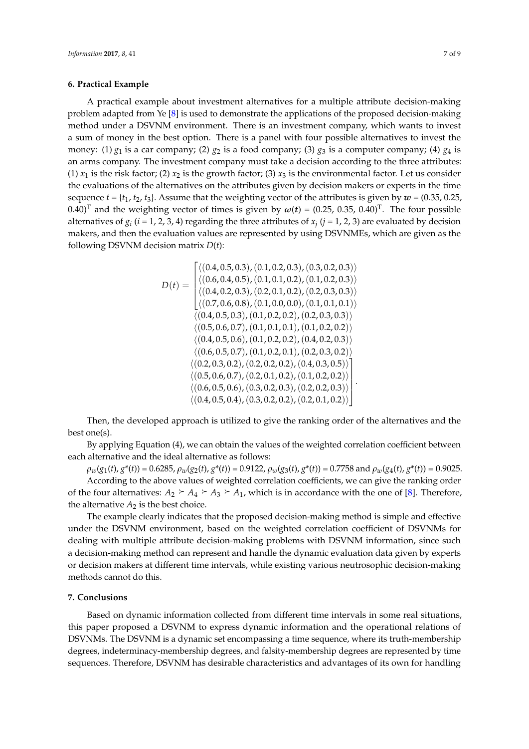## 6. Practical Example

A practical example about investment alternatives for a multiple attribute decision-making problem adapted from Ye [8] is used to demonstrate the applications of the proposed decision-making method under a DSVNM environment. There is an investment company, which wants to invest a sum of money in the best option. There is a panel with four possible alternatives to invest the money: (1) $g_1$ is a car company; (2) $g_2$ is a food company; (3) $g_3$ is a computer company; (4) $g_4$ is an arms company. The investment company must take a decision according to the three attributes: (1) $x_1$ is the risk factor; (2) $x_2$ is the growth factor; (3) $x_3$ is the environmental factor. Let us consider the evaluations of the alternatives on the attributes given by decision makers or experts in the time sequence $t = \{t_1, t_2, t_3\}$. Assume that the weighting vector of the attributes is given by $\boldsymbol{w} = (0.35, 0.25, 0.40)^{\mathrm{T}}$ and the weighting vector of times is given by $\boldsymbol{\omega}(\boldsymbol{t}) = (0.25, 0.35, 0.40)^{\mathrm{T}}$. The four possible alternatives of $g_i$ ($i = 1, 2, 3, 4$) regarding the three attributes of $x_j$ ($j = 1, 2, 3$) are evaluated by decision makers, and then the evaluation values are represented by using DSVNMEs, which are given as the following DSVNM decision matrix $D(t)$:

$$D(t) = \begin{bmatrix} \langle (0.4, 0.5, 0.3), (0.1, 0.2, 0.3), (0.3, 0.2, 0.3) \rangle & \langle (0.4, 0.5, 0.3), (0.1, 0.2, 0.2), (0.2, 0.3, 0.3) \rangle & \langle (0.2, 0.3, 0.2), (0.2, 0.2, 0.2), (0.4, 0.3, 0.5) \rangle \\ \langle (0.6, 0.4, 0.5), (0.1, 0.1, 0.2), (0.1, 0.2, 0.3) \rangle & \langle (0.5, 0.6, 0.7), (0.1, 0.1, 0.1), (0.1, 0.2, 0.2) \rangle & \langle (0.5, 0.6, 0.7), (0.2, 0.1, 0.2), (0.1, 0.2, 0.2) \rangle \\ \langle (0.4, 0.2, 0.3), (0.2, 0.1, 0.2), (0.2, 0.3, 0.3) \rangle & \langle (0.4, 0.5, 0.6), (0.1, 0.2, 0.2), (0.4, 0.2, 0.3) \rangle & \langle (0.6, 0.5, 0.6), (0.3, 0.2, 0.3), (0.2, 0.2, 0.3) \rangle \\ \langle (0.7, 0.6, 0.8), (0.1, 0.0, 0.0), (0.1, 0.1, 0.1) \rangle & \langle (0.6, 0.5, 0.7), (0.1, 0.2, 0.1), (0.2, 0.3, 0.2) \rangle & \langle (0.4, 0.5, 0.4), (0.3, 0.2, 0.2), (0.2, 0.1, 0.2) \rangle \end{bmatrix}.$$

Then, the developed approach is utilized to give the ranking order of the alternatives and the best one(s).

By applying Equation (4), we can obtain the values of the weighted correlation coefficient between each alternative and the ideal alternative as follows:

$\rho_w(g_1(t), g^*(t)) = 0.6285$, $\rho_w(g_2(t), g^*(t)) = 0.9122$, $\rho_w(g_3(t), g^*(t)) = 0.7758$ and $\rho_w(g_4(t), g^*(t)) = 0.9025$.

According to the above values of weighted correlation coefficients, we can give the ranking order of the four alternatives: $A_2 \succ A_4 \succ A_3 \succ A_1$, which is in accordance with the one of [8]. Therefore, the alternative $A_2$ is the best choice.

The example clearly indicates that the proposed decision-making method is simple and effective under the DSVNM environment, based on the weighted correlation coefficient of DSVNMs for dealing with multiple attribute decision-making problems with DSVNM information, since such a decision-making method can represent and handle the dynamic evaluation data given by experts or decision makers at different time intervals, while existing various neutrosophic decision-making methods cannot do this.

## 7. Conclusions

Based on dynamic information collected from different time intervals in some real situations, this paper proposed a DSVNM to express dynamic information and the operational relations of DSVNMs. The DSVNM is a dynamic set encompassing a time sequence, where its truth-membership degrees, indeterminacy-membership degrees, and falsity-membership degrees are represented by time sequences. Therefore, DSVNM has desirable characteristics and advantages of its own for handling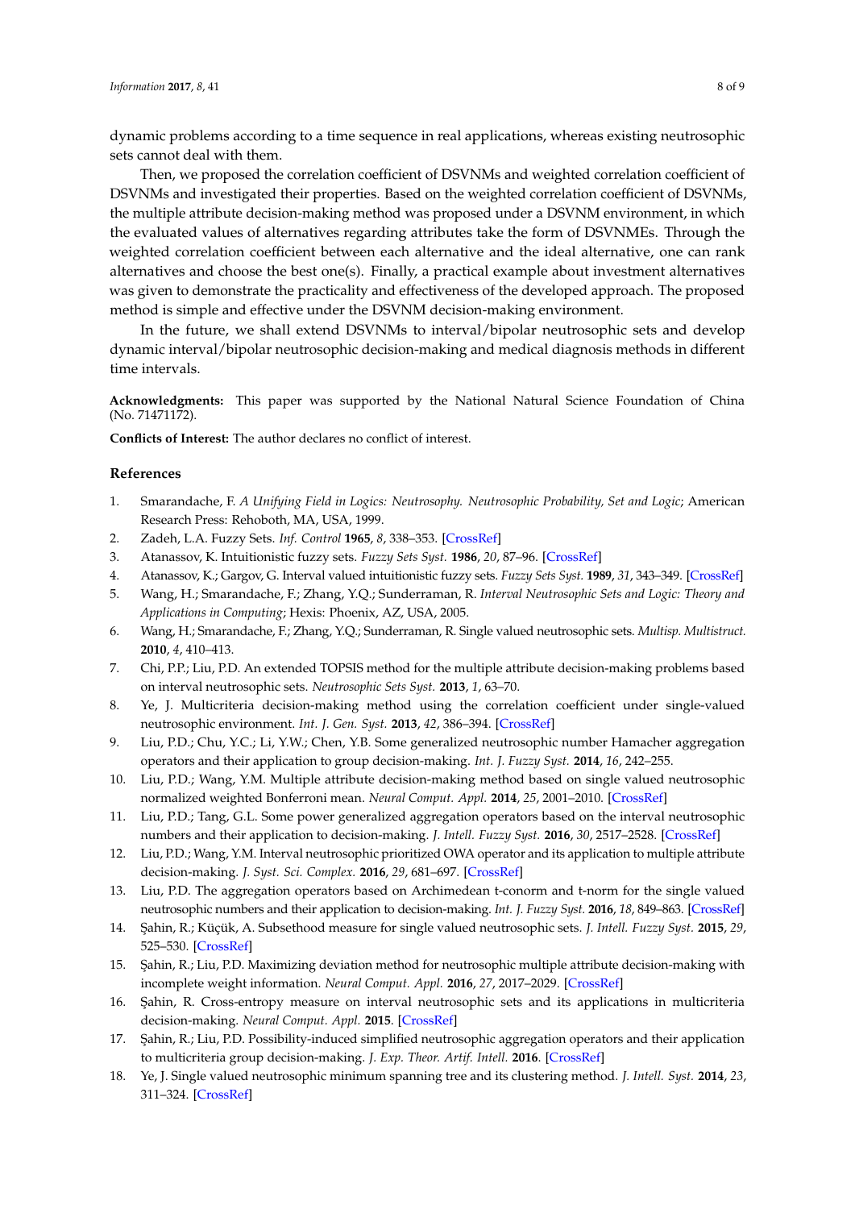dynamic problems according to a time sequence in real applications, whereas existing neutrosophic sets cannot deal with them.

Then, we proposed the correlation coefficient of DSVNMs and weighted correlation coefficient of DSVNMs and investigated their properties. Based on the weighted correlation coefficient of DSVNMs, the multiple attribute decision-making method was proposed under a DSVNM environment, in which the evaluated values of alternatives regarding attributes take the form of DSVNMEs. Through the weighted correlation coefficient between each alternative and the ideal alternative, one can rank alternatives and choose the best one(s). Finally, a practical example about investment alternatives was given to demonstrate the practicality and effectiveness of the developed approach. The proposed method is simple and effective under the DSVNM decision-making environment.

In the future, we shall extend DSVNMs to interval/bipolar neutrosophic sets and develop dynamic interval/bipolar neutrosophic decision-making and medical diagnosis methods in different time intervals.

**Acknowledgments:** This paper was supported by the National Natural Science Foundation of China (No. 71471172).

**Conflicts of Interest:** The author declares no conflict of interest.

## References

1. Smarandache, F. *A Unifying Field in Logics: Neutrosophy. Neutrosophic Probability, Set and Logic*; American Research Press: Rehoboth, MA, USA, 1999.
2. Zadeh, L.A. Fuzzy Sets. *Inf. Control* **1965**, *8*, 338–353. [CrossRef]
3. Atanassov, K. Intuitionistic fuzzy sets. *Fuzzy Sets Syst.* **1986**, *20*, 87–96. [CrossRef]
4. Atanassov, K.; Gargov, G. Interval valued intuitionistic fuzzy sets. *Fuzzy Sets Syst.* **1989**, *31*, 343–349. [CrossRef]
5. Wang, H.; Smarandache, F.; Zhang, Y.Q.; Sunderraman, R. *Interval Neutrosophic Sets and Logic: Theory and Applications in Computing*; Hexis: Phoenix, AZ, USA, 2005.
6. Wang, H.; Smarandache, F.; Zhang, Y.Q.; Sunderraman, R. Single valued neutrosophic sets. *Multisp. Multistruct.* **2010**, *4*, 410–413.
7. Chi, P.P.; Liu, P.D. An extended TOPSIS method for the multiple attribute decision-making problems based on interval neutrosophic sets. *Neutrosophic Sets Syst.* **2013**, *1*, 63–70.
8. Ye, J. Multicriteria decision-making method using the correlation coefficient under single-valued neutrosophic environment. *Int. J. Gen. Syst.* **2013**, *42*, 386–394. [CrossRef]
9. Liu, P.D.; Chu, Y.C.; Li, Y.W.; Chen, Y.B. Some generalized neutrosophic number Hamacher aggregation operators and their application to group decision-making. *Int. J. Fuzzy Syst.* **2014**, *16*, 242–255.
10. Liu, P.D.; Wang, Y.M. Multiple attribute decision-making method based on single valued neutrosophic normalized weighted Bonferroni mean. *Neural Comput. Appl.* **2014**, *25*, 2001–2010. [CrossRef]
11. Liu, P.D.; Tang, G.L. Some power generalized aggregation operators based on the interval neutrosophic numbers and their application to decision-making. *J. Intell. Fuzzy Syst.* **2016**, *30*, 2517–2528. [CrossRef]
12. Liu, P.D.; Wang, Y.M. Interval neutrosophic prioritized OWA operator and its application to multiple attribute decision-making. *J. Syst. Sci. Complex.* **2016**, *29*, 681–697. [CrossRef]
13. Liu, P.D. The aggregation operators based on Archimedean t-conorm and t-norm for the single valued neutrosophic numbers and their application to decision-making. *Int. J. Fuzzy Syst.* **2016**, *18*, 849–863. [CrossRef]
14. Şahin, R.; Küçük, A. Subsethood measure for single valued neutrosophic sets. *J. Intell. Fuzzy Syst.* **2015**, *29*, 525–530. [CrossRef]
15. Şahin, R.; Liu, P.D. Maximizing deviation method for neutrosophic multiple attribute decision-making with incomplete weight information. *Neural Comput. Appl.* **2016**, *27*, 2017–2029. [CrossRef]
16. Şahin, R. Cross-entropy measure on interval neutrosophic sets and its applications in multicriteria decision-making. *Neural Comput. Appl.* **2015**. [CrossRef]
17. Şahin, R.; Liu, P.D. Possibility-induced simplified neutrosophic aggregation operators and their application to multicriteria group decision-making. *J. Exp. Theor. Artif. Intell.* **2016**. [CrossRef]
18. Ye, J. Single valued neutrosophic minimum spanning tree and its clustering method. *J. Intell. Syst.* **2014**, *23*, 311–324. [CrossRef]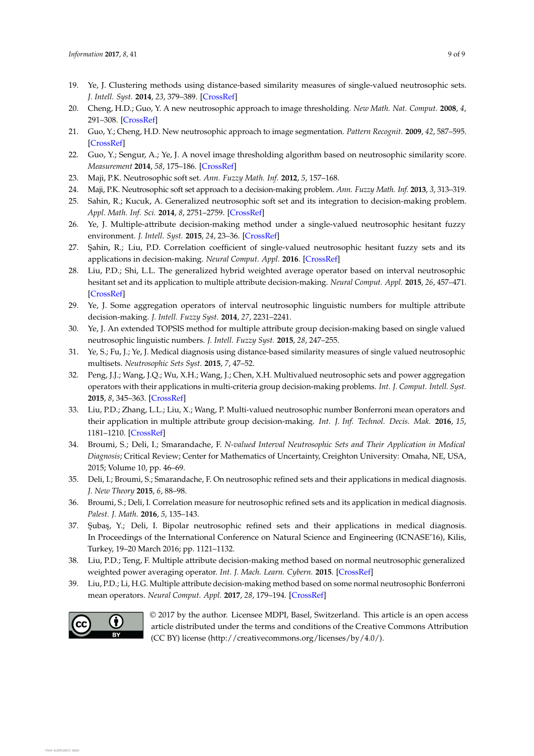19. Ye, J. Clustering methods using distance-based similarity measures of single-valued neutrosophic sets. *J. Intell. Syst.* **2014**, *23*, 379–389. [CrossRef]
20. Cheng, H.D.; Guo, Y. A new neutrosophic approach to image thresholding. *New Math. Nat. Comput.* **2008**, *4*, 291–308. [CrossRef]
21. Guo, Y.; Cheng, H.D. New neutrosophic approach to image segmentation. *Pattern Recognit.* **2009**, *42*, 587–595. [CrossRef]
22. Guo, Y.; Sengur, A.; Ye, J. A novel image thresholding algorithm based on neutrosophic similarity score. *Measurement* **2014**, *58*, 175–186. [CrossRef]
23. Maji, P.K. Neutrosophic soft set. *Ann. Fuzzy Math. Inf.* **2012**, *5*, 157–168.
24. Maji, P.K. Neutrosophic soft set approach to a decision-making problem. *Ann. Fuzzy Math. Inf.* **2013**, *3*, 313–319.
25. Sahin, R.; Kucuk, A. Generalized neutrosophic soft set and its integration to decision-making problem. *Appl. Math. Inf. Sci.* **2014**, *8*, 2751–2759. [CrossRef]
26. Ye, J. Multiple-attribute decision-making method under a single-valued neutrosophic hesitant fuzzy environment. *J. Intell. Syst.* **2015**, *24*, 23–36. [CrossRef]
27. Şahin, R.; Liu, P.D. Correlation coefficient of single-valued neutrosophic hesitant fuzzy sets and its applications in decision-making. *Neural Comput. Appl.* **2016**. [CrossRef]
28. Liu, P.D.; Shi, L.L. The generalized hybrid weighted average operator based on interval neutrosophic hesitant set and its application to multiple attribute decision-making. *Neural Comput. Appl.* **2015**, *26*, 457–471. [CrossRef]
29. Ye, J. Some aggregation operators of interval neutrosophic linguistic numbers for multiple attribute decision-making. *J. Intell. Fuzzy Syst.* **2014**, *27*, 2231–2241.
30. Ye, J. An extended TOPSIS method for multiple attribute group decision-making based on single valued neutrosophic linguistic numbers. *J. Intell. Fuzzy Syst.* **2015**, *28*, 247–255.
31. Ye, S.; Fu, J.; Ye, J. Medical diagnosis using distance-based similarity measures of single valued neutrosophic multisets. *Neutrosophic Sets Syst.* **2015**, *7*, 47–52.
32. Peng, J.J.; Wang, J.Q.; Wu, X.H.; Wang, J.; Chen, X.H. Multivalued neutrosophic sets and power aggregation operators with their applications in multi-criteria group decision-making problems. *Int. J. Comput. Intell. Syst.* **2015**, *8*, 345–363. [CrossRef]
33. Liu, P.D.; Zhang, L.L.; Liu, X.; Wang, P. Multi-valued neutrosophic number Bonferroni mean operators and their application in multiple attribute group decision-making. *Int. J. Inf. Technol. Decis. Mak.* **2016**, *15*, 1181–1210. [CrossRef]
34. Broumi, S.; Deli, I.; Smarandache, F. *N-valued Interval Neutrosophic Sets and Their Application in Medical Diagnosis*; Critical Review; Center for Mathematics of Uncertainty, Creighton University: Omaha, NE, USA, 2015; Volume 10, pp. 46–69.
35. Deli, I.; Broumi, S.; Smarandache, F. On neutrosophic refined sets and their applications in medical diagnosis. *J. New Theory* **2015**, *6*, 88–98.
36. Broumi, S.; Deli, I. Correlation measure for neutrosophic refined sets and its application in medical diagnosis. *Palest. J. Math.* **2016**, *5*, 135–143.
37. Şubaş, Y.; Deli, I. Bipolar neutrosophic refined sets and their applications in medical diagnosis. In Proceedings of the International Conference on Natural Science and Engineering (ICNASE'16), Kilis, Turkey, 19–20 March 2016; pp. 1121–1132.
38. Liu, P.D.; Teng, F. Multiple attribute decision-making method based on normal neutrosophic generalized weighted power averaging operator. *Int. J. Mach. Learn. Cybern.* **2015**. [CrossRef]
39. Liu, P.D.; Li, H.G. Multiple attribute decision-making method based on some normal neutrosophic Bonferroni mean operators. *Neural Comput. Appl.* **2017**, *28*, 179–194. [CrossRef]

© 2017 by the author. Licensee MDPI, Basel, Switzerland. This article is an open access article distributed under the terms and conditions of the Creative Commons Attribution (CC BY) license (http://creativecommons.org/licenses/by/4.0/).